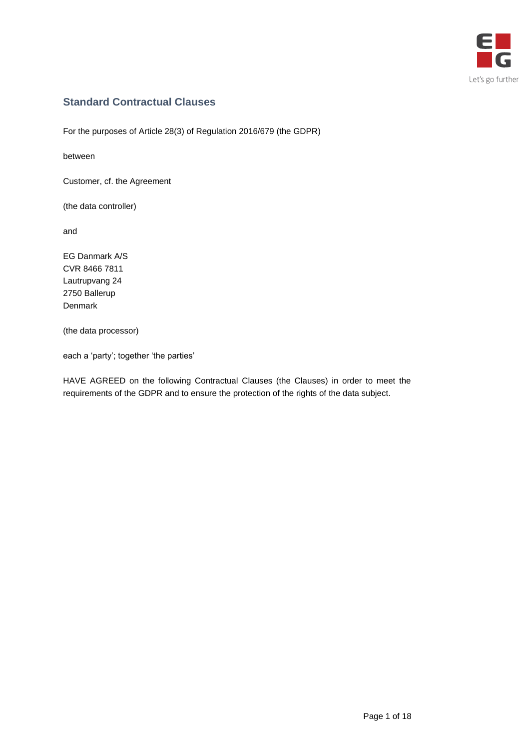## Standard Contractual Clauses

For the purposes of Article 28(3) of Regulation 2016/679 (the GDPR)

between

Customer, cf. the Agreement

(the data controller)

and

EG Danmark A/S
CVR 8466 7811
Lautrupvang 24
2750 Ballerup
Denmark

(the data processor)

each a 'party'; together 'the parties'

HAVE AGREED on the following Contractual Clauses (the Clauses) in order to meet the requirements of the GDPR and to ensure the protection of the rights of the data subject.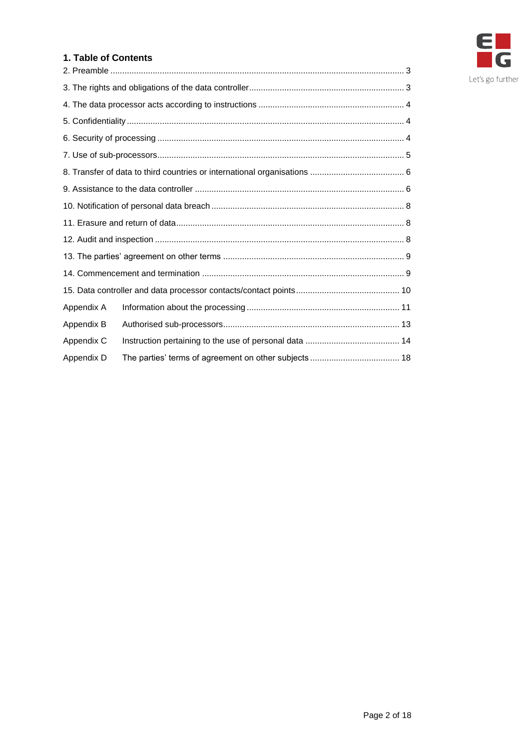## 1. Table of Contents

2. Preamble ........................................................................................................................ 3

3. The rights and obligations of the data controller.................................................................. 3

4. The data processor acts according to instructions ............................................................. 4

5. Confidentiality ..................................................................................................................... 4

6. Security of processing ........................................................................................................ 4

7. Use of sub-processors........................................................................................................ 5

8. Transfer of data to third countries or international organisations ........................................ 6

9. Assistance to the data controller ........................................................................................ 6

10. Notification of personal data breach ................................................................................. 8

11. Erasure and return of data................................................................................................ 8

12. Audit and inspection ......................................................................................................... 8

13. The parties' agreement on other terms ............................................................................. 9

14. Commencement and termination ..................................................................................... 9

15. Data controller and data processor contacts/contact points ............................................ 10

Appendix A Information about the processing ................................................................. 11

Appendix B Authorised sub-processors........................................................................... 13

Appendix C Instruction pertaining to the use of personal data ........................................ 14

Appendix D The parties' terms of agreement on other subjects ...................................... 18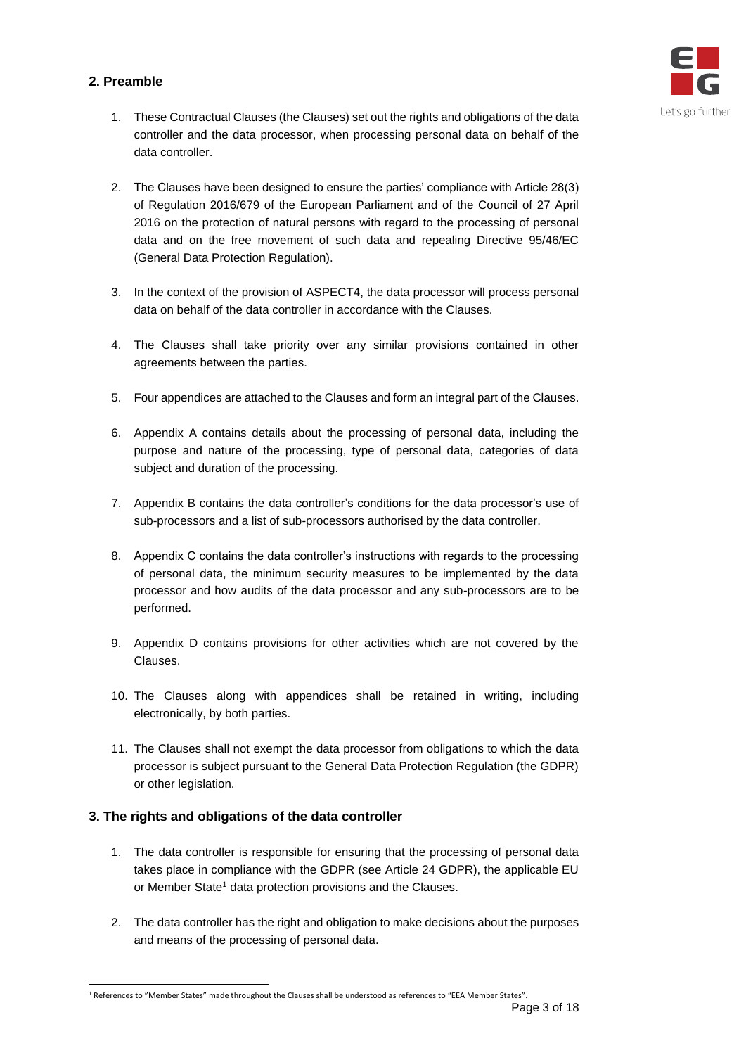## 2. Preamble

1. These Contractual Clauses (the Clauses) set out the rights and obligations of the data controller and the data processor, when processing personal data on behalf of the data controller.

2. The Clauses have been designed to ensure the parties' compliance with Article 28(3) of Regulation 2016/679 of the European Parliament and of the Council of 27 April 2016 on the protection of natural persons with regard to the processing of personal data and on the free movement of such data and repealing Directive 95/46/EC (General Data Protection Regulation).

3. In the context of the provision of ASPECT4, the data processor will process personal data on behalf of the data controller in accordance with the Clauses.

4. The Clauses shall take priority over any similar provisions contained in other agreements between the parties.

5. Four appendices are attached to the Clauses and form an integral part of the Clauses.

6. Appendix A contains details about the processing of personal data, including the purpose and nature of the processing, type of personal data, categories of data subject and duration of the processing.

7. Appendix B contains the data controller's conditions for the data processor's use of sub-processors and a list of sub-processors authorised by the data controller.

8. Appendix C contains the data controller's instructions with regards to the processing of personal data, the minimum security measures to be implemented by the data processor and how audits of the data processor and any sub-processors are to be performed.

9. Appendix D contains provisions for other activities which are not covered by the Clauses.

10. The Clauses along with appendices shall be retained in writing, including electronically, by both parties.

11. The Clauses shall not exempt the data processor from obligations to which the data processor is subject pursuant to the General Data Protection Regulation (the GDPR) or other legislation.

## 3. The rights and obligations of the data controller

1. The data controller is responsible for ensuring that the processing of personal data takes place in compliance with the GDPR (see Article 24 GDPR), the applicable EU or Member State[1] data protection provisions and the Clauses.

2. The data controller has the right and obligation to make decisions about the purposes and means of the processing of personal data.

[1] References to "Member States" made throughout the Clauses shall be understood as references to "EEA Member States".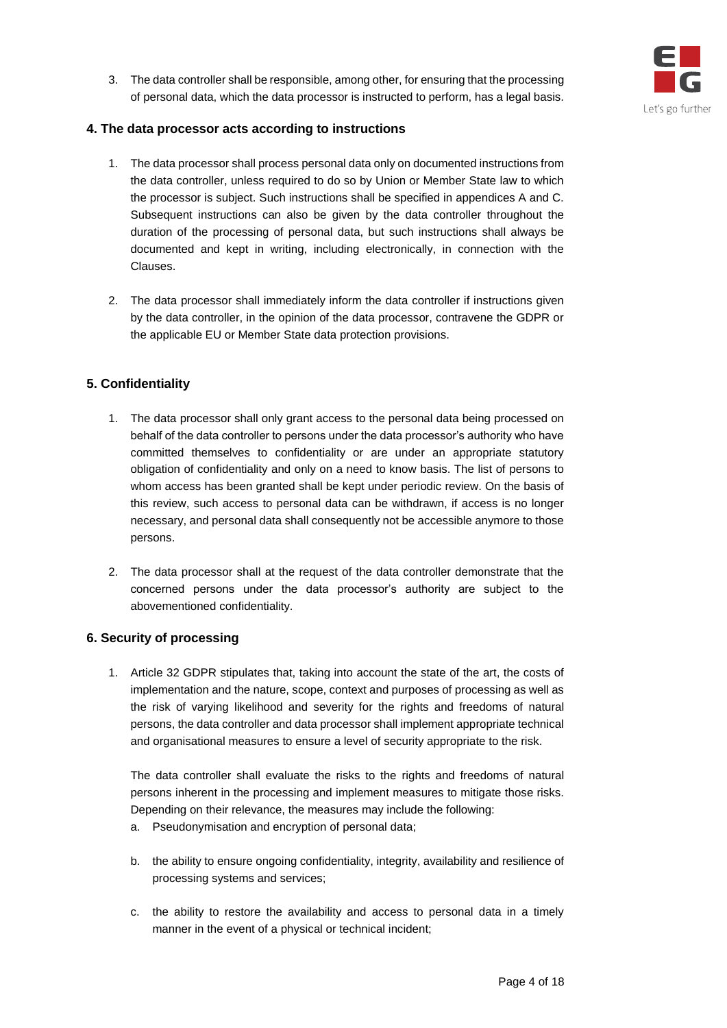3. The data controller shall be responsible, among other, for ensuring that the processing of personal data, which the data processor is instructed to perform, has a legal basis.

## 4. The data processor acts according to instructions

1. The data processor shall process personal data only on documented instructions from the data controller, unless required to do so by Union or Member State law to which the processor is subject. Such instructions shall be specified in appendices A and C. Subsequent instructions can also be given by the data controller throughout the duration of the processing of personal data, but such instructions shall always be documented and kept in writing, including electronically, in connection with the Clauses.

2. The data processor shall immediately inform the data controller if instructions given by the data controller, in the opinion of the data processor, contravene the GDPR or the applicable EU or Member State data protection provisions.

## 5. Confidentiality

1. The data processor shall only grant access to the personal data being processed on behalf of the data controller to persons under the data processor's authority who have committed themselves to confidentiality or are under an appropriate statutory obligation of confidentiality and only on a need to know basis. The list of persons to whom access has been granted shall be kept under periodic review. On the basis of this review, such access to personal data can be withdrawn, if access is no longer necessary, and personal data shall consequently not be accessible anymore to those persons.

2. The data processor shall at the request of the data controller demonstrate that the concerned persons under the data processor's authority are subject to the abovementioned confidentiality.

## 6. Security of processing

1. Article 32 GDPR stipulates that, taking into account the state of the art, the costs of implementation and the nature, scope, context and purposes of processing as well as the risk of varying likelihood and severity for the rights and freedoms of natural persons, the data controller and data processor shall implement appropriate technical and organisational measures to ensure a level of security appropriate to the risk.

   The data controller shall evaluate the risks to the rights and freedoms of natural persons inherent in the processing and implement measures to mitigate those risks. Depending on their relevance, the measures may include the following:

   a. Pseudonymisation and encryption of personal data;

   b. the ability to ensure ongoing confidentiality, integrity, availability and resilience of processing systems and services;

   c. the ability to restore the availability and access to personal data in a timely manner in the event of a physical or technical incident;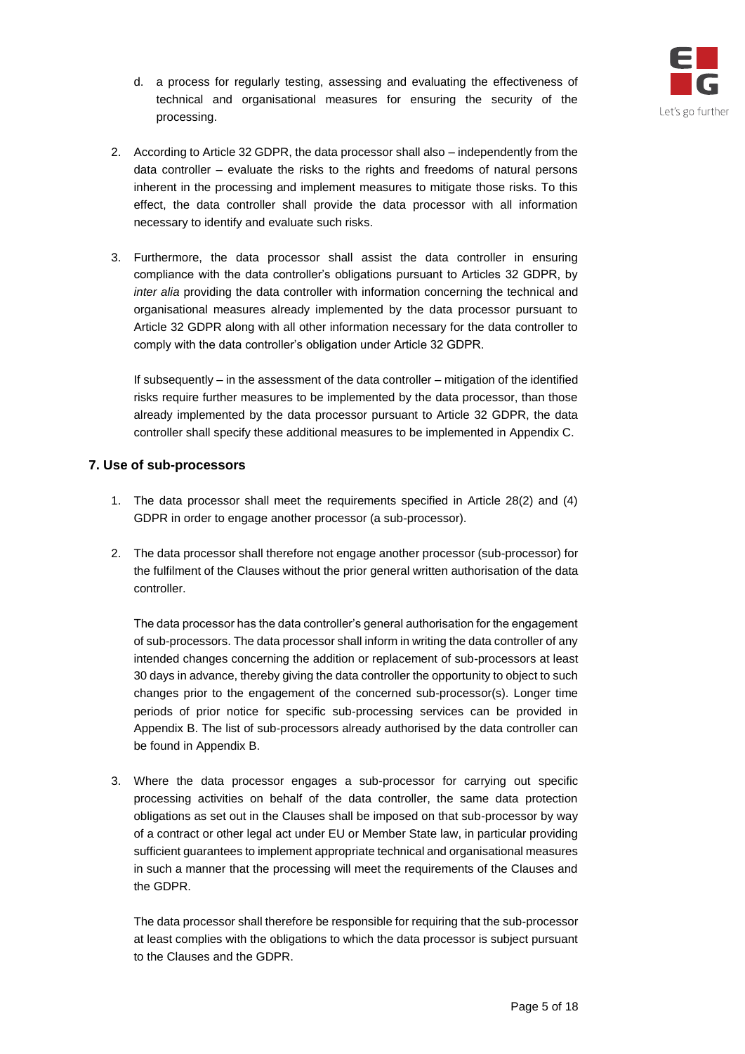d. a process for regularly testing, assessing and evaluating the effectiveness of technical and organisational measures for ensuring the security of the processing.

2. According to Article 32 GDPR, the data processor shall also – independently from the data controller – evaluate the risks to the rights and freedoms of natural persons inherent in the processing and implement measures to mitigate those risks. To this effect, the data controller shall provide the data processor with all information necessary to identify and evaluate such risks.

3. Furthermore, the data processor shall assist the data controller in ensuring compliance with the data controller's obligations pursuant to Articles 32 GDPR, by *inter alia* providing the data controller with information concerning the technical and organisational measures already implemented by the data processor pursuant to Article 32 GDPR along with all other information necessary for the data controller to comply with the data controller's obligation under Article 32 GDPR.

   If subsequently – in the assessment of the data controller – mitigation of the identified risks require further measures to be implemented by the data processor, than those already implemented by the data processor pursuant to Article 32 GDPR, the data controller shall specify these additional measures to be implemented in Appendix C.

## 7. Use of sub-processors

1. The data processor shall meet the requirements specified in Article 28(2) and (4) GDPR in order to engage another processor (a sub-processor).

2. The data processor shall therefore not engage another processor (sub-processor) for the fulfilment of the Clauses without the prior general written authorisation of the data controller.

   The data processor has the data controller's general authorisation for the engagement of sub-processors. The data processor shall inform in writing the data controller of any intended changes concerning the addition or replacement of sub-processors at least 30 days in advance, thereby giving the data controller the opportunity to object to such changes prior to the engagement of the concerned sub-processor(s). Longer time periods of prior notice for specific sub-processing services can be provided in Appendix B. The list of sub-processors already authorised by the data controller can be found in Appendix B.

3. Where the data processor engages a sub-processor for carrying out specific processing activities on behalf of the data controller, the same data protection obligations as set out in the Clauses shall be imposed on that sub-processor by way of a contract or other legal act under EU or Member State law, in particular providing sufficient guarantees to implement appropriate technical and organisational measures in such a manner that the processing will meet the requirements of the Clauses and the GDPR.

   The data processor shall therefore be responsible for requiring that the sub-processor at least complies with the obligations to which the data processor is subject pursuant to the Clauses and the GDPR.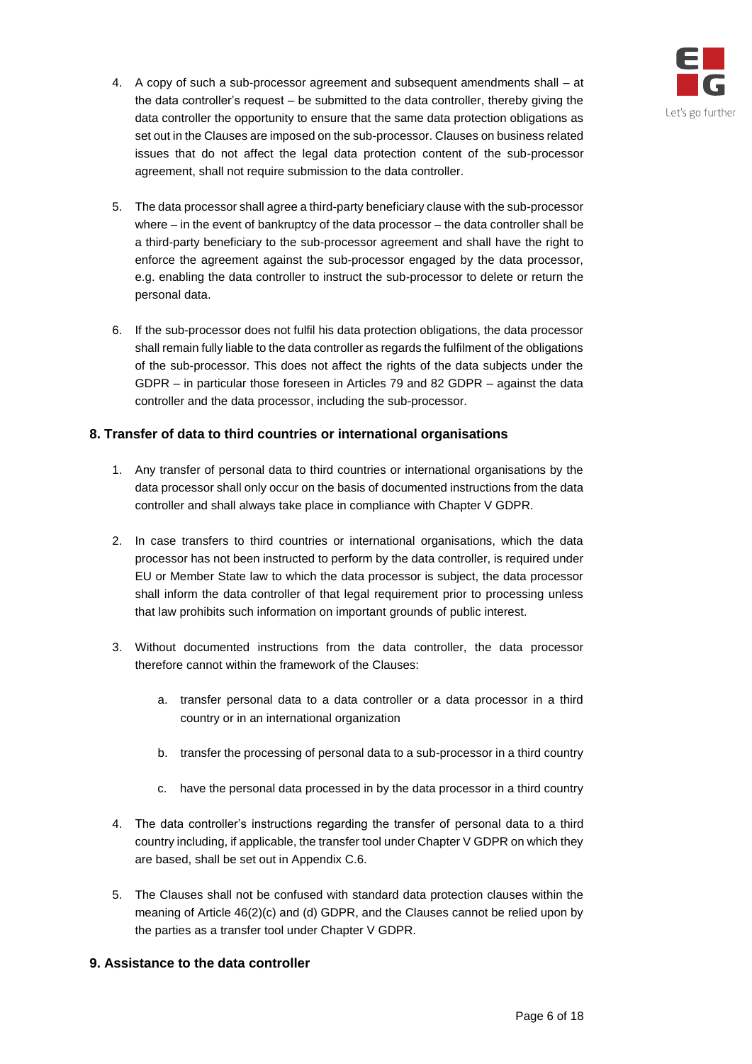4. A copy of such a sub-processor agreement and subsequent amendments shall – at the data controller's request – be submitted to the data controller, thereby giving the data controller the opportunity to ensure that the same data protection obligations as set out in the Clauses are imposed on the sub-processor. Clauses on business related issues that do not affect the legal data protection content of the sub-processor agreement, shall not require submission to the data controller.

5. The data processor shall agree a third-party beneficiary clause with the sub-processor where – in the event of bankruptcy of the data processor – the data controller shall be a third-party beneficiary to the sub-processor agreement and shall have the right to enforce the agreement against the sub-processor engaged by the data processor, e.g. enabling the data controller to instruct the sub-processor to delete or return the personal data.

6. If the sub-processor does not fulfil his data protection obligations, the data processor shall remain fully liable to the data controller as regards the fulfilment of the obligations of the sub-processor. This does not affect the rights of the data subjects under the GDPR – in particular those foreseen in Articles 79 and 82 GDPR – against the data controller and the data processor, including the sub-processor.

## 8. Transfer of data to third countries or international organisations

1. Any transfer of personal data to third countries or international organisations by the data processor shall only occur on the basis of documented instructions from the data controller and shall always take place in compliance with Chapter V GDPR.

2. In case transfers to third countries or international organisations, which the data processor has not been instructed to perform by the data controller, is required under EU or Member State law to which the data processor is subject, the data processor shall inform the data controller of that legal requirement prior to processing unless that law prohibits such information on important grounds of public interest.

3. Without documented instructions from the data controller, the data processor therefore cannot within the framework of the Clauses:

    a. transfer personal data to a data controller or a data processor in a third country or in an international organization

    b. transfer the processing of personal data to a sub-processor in a third country

    c. have the personal data processed in by the data processor in a third country

4. The data controller's instructions regarding the transfer of personal data to a third country including, if applicable, the transfer tool under Chapter V GDPR on which they are based, shall be set out in Appendix C.6.

5. The Clauses shall not be confused with standard data protection clauses within the meaning of Article 46(2)(c) and (d) GDPR, and the Clauses cannot be relied upon by the parties as a transfer tool under Chapter V GDPR.

## 9. Assistance to the data controller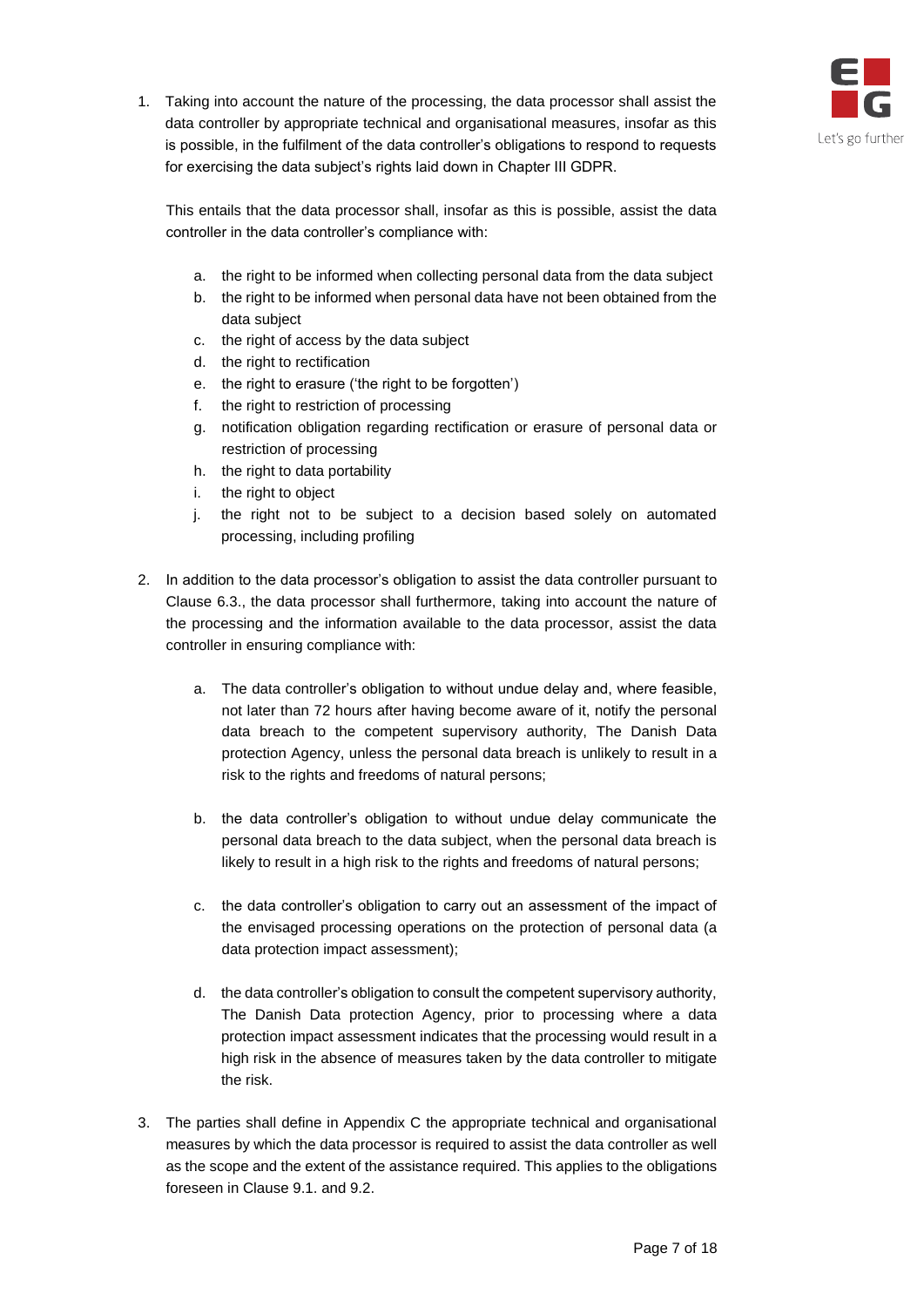1. Taking into account the nature of the processing, the data processor shall assist the data controller by appropriate technical and organisational measures, insofar as this is possible, in the fulfilment of the data controller's obligations to respond to requests for exercising the data subject's rights laid down in Chapter III GDPR.

   This entails that the data processor shall, insofar as this is possible, assist the data controller in the data controller's compliance with:

   a. the right to be informed when collecting personal data from the data subject
   b. the right to be informed when personal data have not been obtained from the data subject
   c. the right of access by the data subject
   d. the right to rectification
   e. the right to erasure ('the right to be forgotten')
   f. the right to restriction of processing
   g. notification obligation regarding rectification or erasure of personal data or restriction of processing
   h. the right to data portability
   i. the right to object
   j. the right not to be subject to a decision based solely on automated processing, including profiling

2. In addition to the data processor's obligation to assist the data controller pursuant to Clause 6.3., the data processor shall furthermore, taking into account the nature of the processing and the information available to the data processor, assist the data controller in ensuring compliance with:

   a. The data controller's obligation to without undue delay and, where feasible, not later than 72 hours after having become aware of it, notify the personal data breach to the competent supervisory authority, The Danish Data protection Agency, unless the personal data breach is unlikely to result in a risk to the rights and freedoms of natural persons;

   b. the data controller's obligation to without undue delay communicate the personal data breach to the data subject, when the personal data breach is likely to result in a high risk to the rights and freedoms of natural persons;

   c. the data controller's obligation to carry out an assessment of the impact of the envisaged processing operations on the protection of personal data (a data protection impact assessment);

   d. the data controller's obligation to consult the competent supervisory authority, The Danish Data protection Agency, prior to processing where a data protection impact assessment indicates that the processing would result in a high risk in the absence of measures taken by the data controller to mitigate the risk.

3. The parties shall define in Appendix C the appropriate technical and organisational measures by which the data processor is required to assist the data controller as well as the scope and the extent of the assistance required. This applies to the obligations foreseen in Clause 9.1. and 9.2.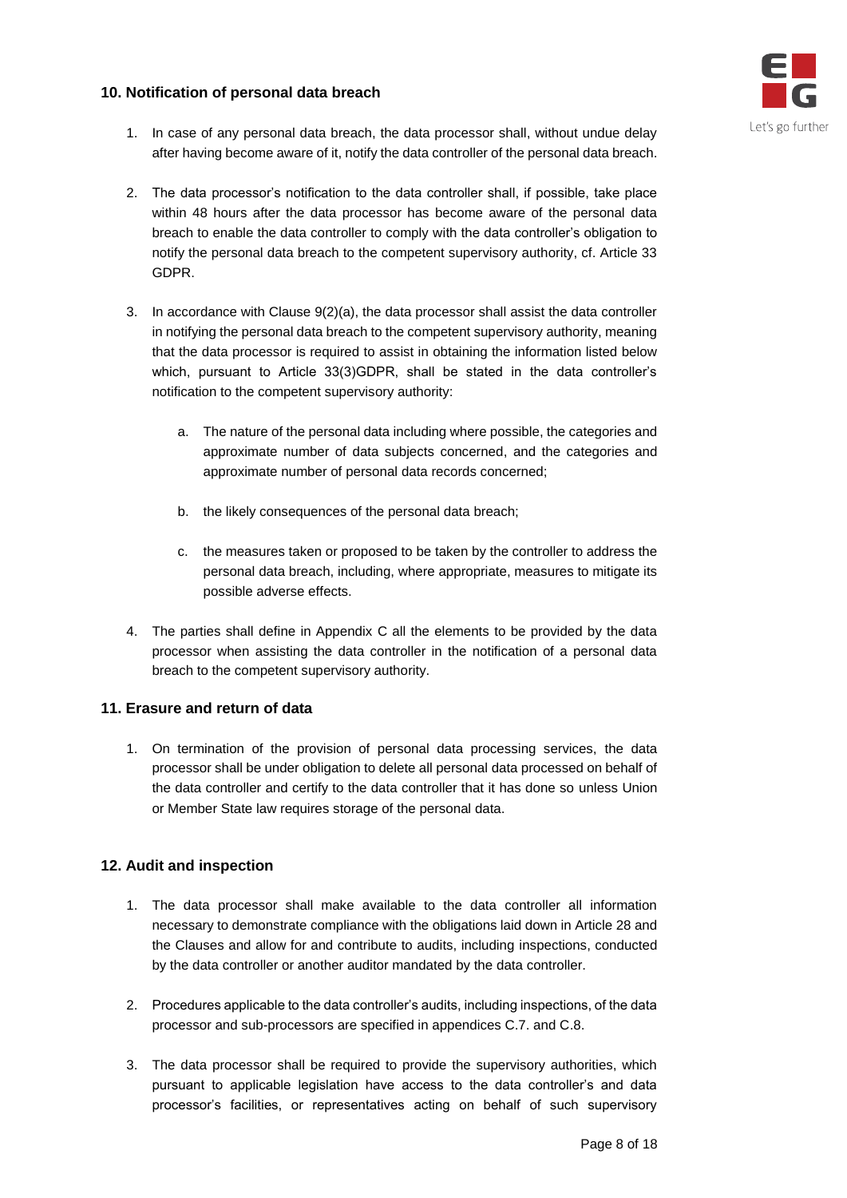## 10. Notification of personal data breach

1. In case of any personal data breach, the data processor shall, without undue delay after having become aware of it, notify the data controller of the personal data breach.

2. The data processor's notification to the data controller shall, if possible, take place within 48 hours after the data processor has become aware of the personal data breach to enable the data controller to comply with the data controller's obligation to notify the personal data breach to the competent supervisory authority, cf. Article 33 GDPR.

3. In accordance with Clause 9(2)(a), the data processor shall assist the data controller in notifying the personal data breach to the competent supervisory authority, meaning that the data processor is required to assist in obtaining the information listed below which, pursuant to Article 33(3)GDPR, shall be stated in the data controller's notification to the competent supervisory authority:

    a. The nature of the personal data including where possible, the categories and approximate number of data subjects concerned, and the categories and approximate number of personal data records concerned;

    b. the likely consequences of the personal data breach;

    c. the measures taken or proposed to be taken by the controller to address the personal data breach, including, where appropriate, measures to mitigate its possible adverse effects.

4. The parties shall define in Appendix C all the elements to be provided by the data processor when assisting the data controller in the notification of a personal data breach to the competent supervisory authority.

## 11. Erasure and return of data

1. On termination of the provision of personal data processing services, the data processor shall be under obligation to delete all personal data processed on behalf of the data controller and certify to the data controller that it has done so unless Union or Member State law requires storage of the personal data.

## 12. Audit and inspection

1. The data processor shall make available to the data controller all information necessary to demonstrate compliance with the obligations laid down in Article 28 and the Clauses and allow for and contribute to audits, including inspections, conducted by the data controller or another auditor mandated by the data controller.

2. Procedures applicable to the data controller's audits, including inspections, of the data processor and sub-processors are specified in appendices C.7. and C.8.

3. The data processor shall be required to provide the supervisory authorities, which pursuant to applicable legislation have access to the data controller's and data processor's facilities, or representatives acting on behalf of such supervisory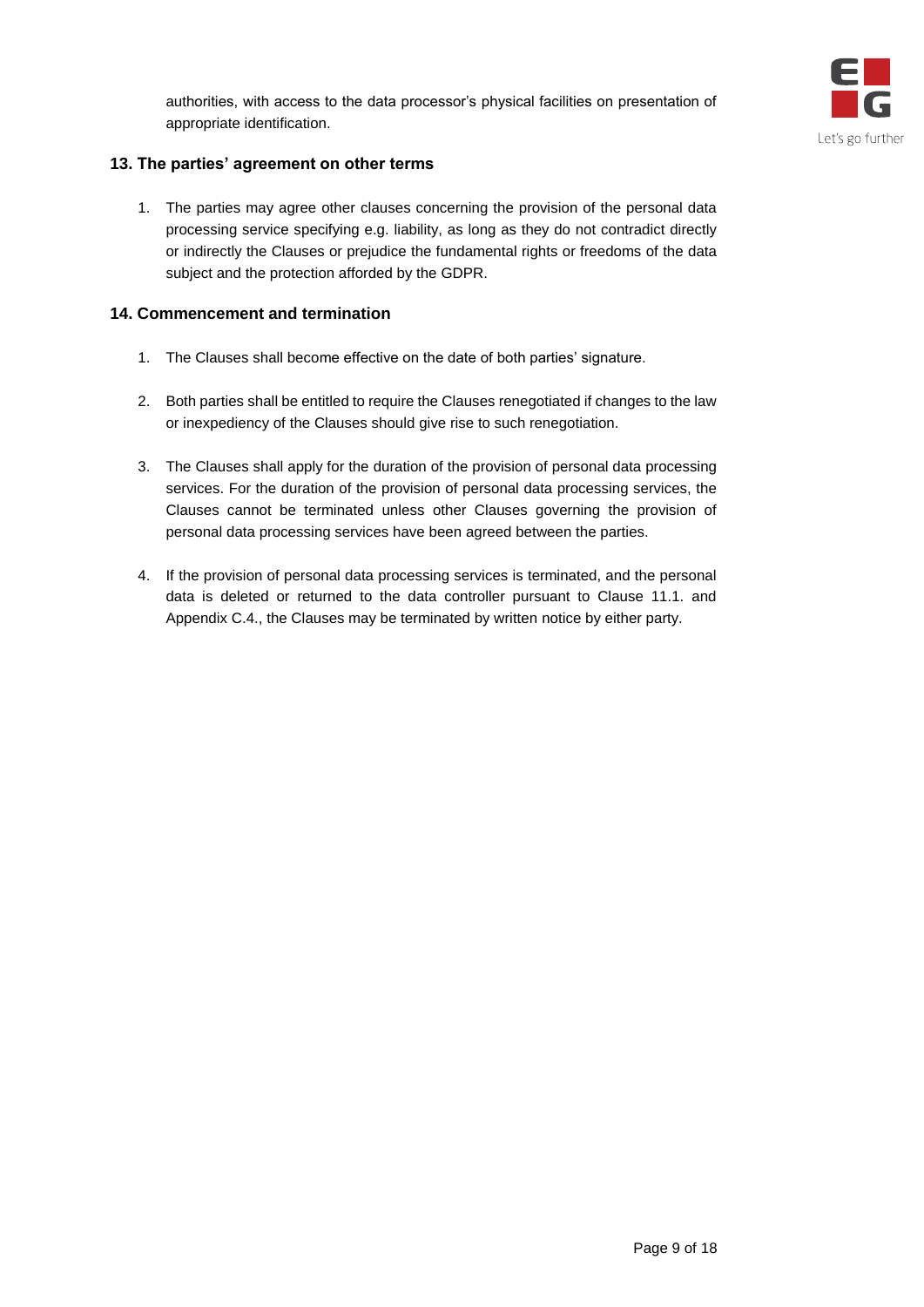authorities, with access to the data processor's physical facilities on presentation of appropriate identification.

## 13. The parties' agreement on other terms

1. The parties may agree other clauses concerning the provision of the personal data processing service specifying e.g. liability, as long as they do not contradict directly or indirectly the Clauses or prejudice the fundamental rights or freedoms of the data subject and the protection afforded by the GDPR.

## 14. Commencement and termination

1. The Clauses shall become effective on the date of both parties' signature.

2. Both parties shall be entitled to require the Clauses renegotiated if changes to the law or inexpediency of the Clauses should give rise to such renegotiation.

3. The Clauses shall apply for the duration of the provision of personal data processing services. For the duration of the provision of personal data processing services, the Clauses cannot be terminated unless other Clauses governing the provision of personal data processing services have been agreed between the parties.

4. If the provision of personal data processing services is terminated, and the personal data is deleted or returned to the data controller pursuant to Clause 11.1. and Appendix C.4., the Clauses may be terminated by written notice by either party.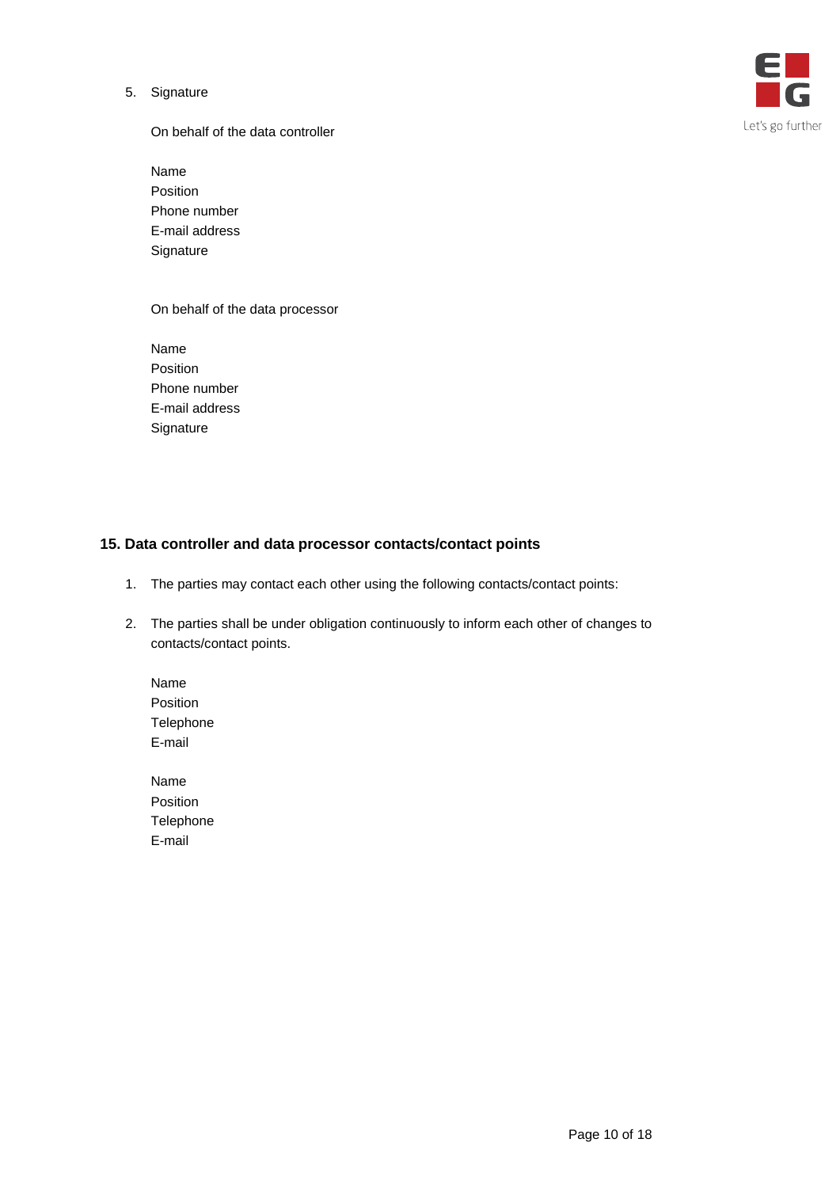5. Signature

   On behalf of the data controller

   Name
   Position
   Phone number
   E-mail address
   Signature

   On behalf of the data processor

   Name
   Position
   Phone number
   E-mail address
   Signature

## 15. Data controller and data processor contacts/contact points

1. The parties may contact each other using the following contacts/contact points:

2. The parties shall be under obligation continuously to inform each other of changes to contacts/contact points.

   Name
   Position
   Telephone
   E-mail

   Name
   Position
   Telephone
   E-mail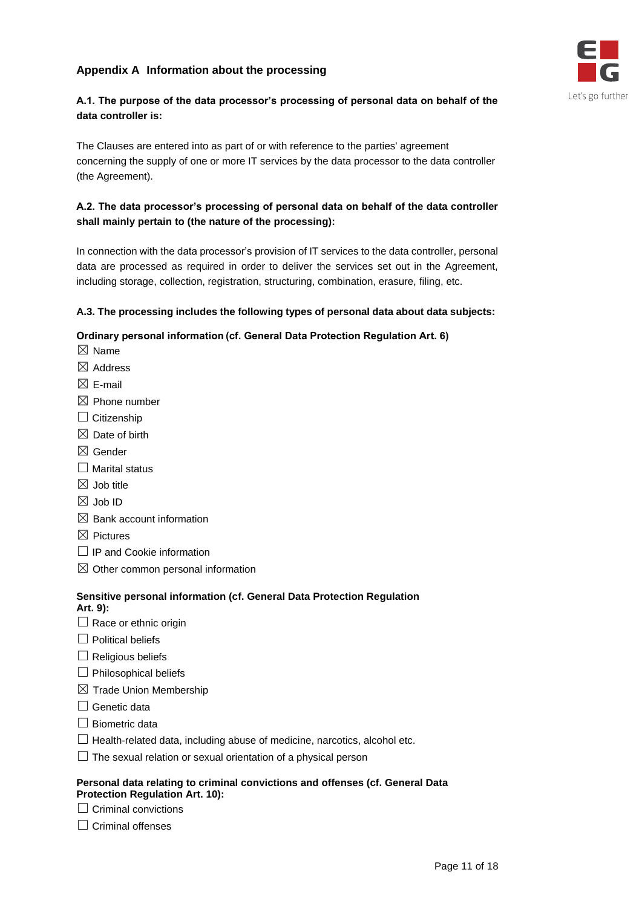## Appendix A Information about the processing

**A.1. The purpose of the data processor's processing of personal data on behalf of the data controller is:**

The Clauses are entered into as part of or with reference to the parties' agreement concerning the supply of one or more IT services by the data processor to the data controller (the Agreement).

**A.2. The data processor's processing of personal data on behalf of the data controller shall mainly pertain to (the nature of the processing):**

In connection with the data processor's provision of IT services to the data controller, personal data are processed as required in order to deliver the services set out in the Agreement, including storage, collection, registration, structuring, combination, erasure, filing, etc.

**A.3. The processing includes the following types of personal data about data subjects:**

**Ordinary personal information (cf. General Data Protection Regulation Art. 6)**

☒ Name
☒ Address
☒ E-mail
☒ Phone number
☐ Citizenship
☒ Date of birth
☒ Gender
☐ Marital status
☒ Job title
☒ Job ID
☒ Bank account information
☒ Pictures
☐ IP and Cookie information
☒ Other common personal information

**Sensitive personal information (cf. General Data Protection Regulation Art. 9):**

☐ Race or ethnic origin
☐ Political beliefs
☐ Religious beliefs
☐ Philosophical beliefs
☒ Trade Union Membership
☐ Genetic data
☐ Biometric data
☐ Health-related data, including abuse of medicine, narcotics, alcohol etc.
☐ The sexual relation or sexual orientation of a physical person

**Personal data relating to criminal convictions and offenses (cf. General Data Protection Regulation Art. 10):**

☐ Criminal convictions
☐ Criminal offenses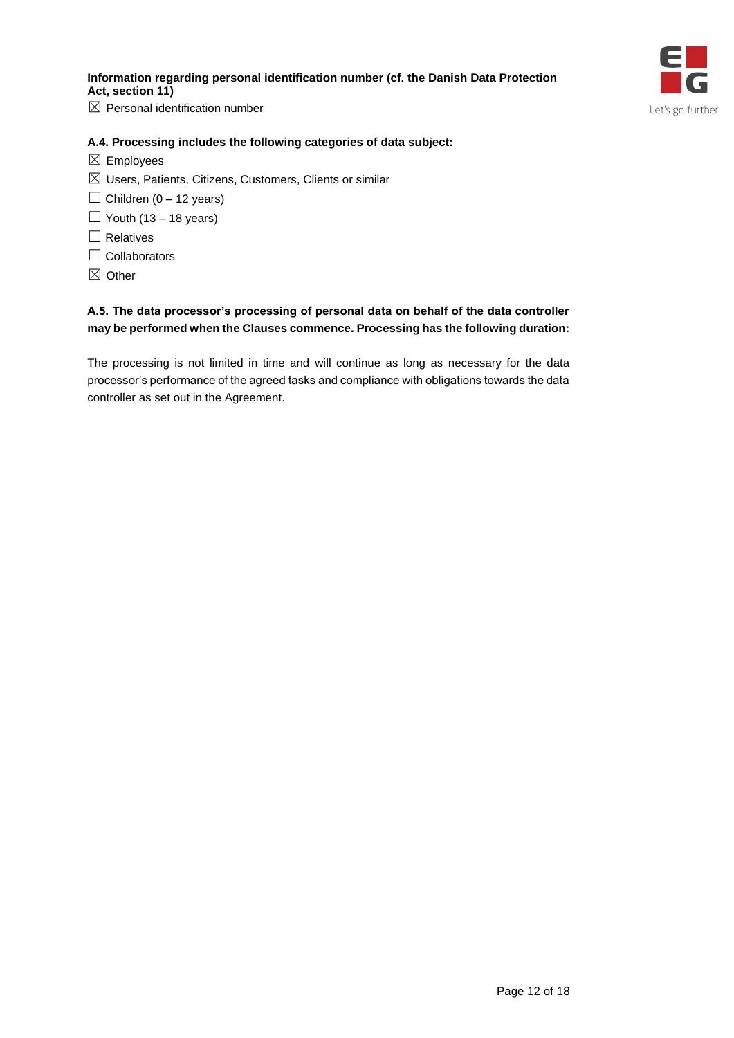**Information regarding personal identification number (cf. the Danish Data Protection Act, section 11)**

☒ Personal identification number

**A.4. Processing includes the following categories of data subject:**

☒ Employees

☒ Users, Patients, Citizens, Customers, Clients or similar

☐ Children (0 – 12 years)

☐ Youth (13 – 18 years)

☐ Relatives

☐ Collaborators

☒ Other

**A.5. The data processor's processing of personal data on behalf of the data controller may be performed when the Clauses commence. Processing has the following duration:**

The processing is not limited in time and will continue as long as necessary for the data processor's performance of the agreed tasks and compliance with obligations towards the data controller as set out in the Agreement.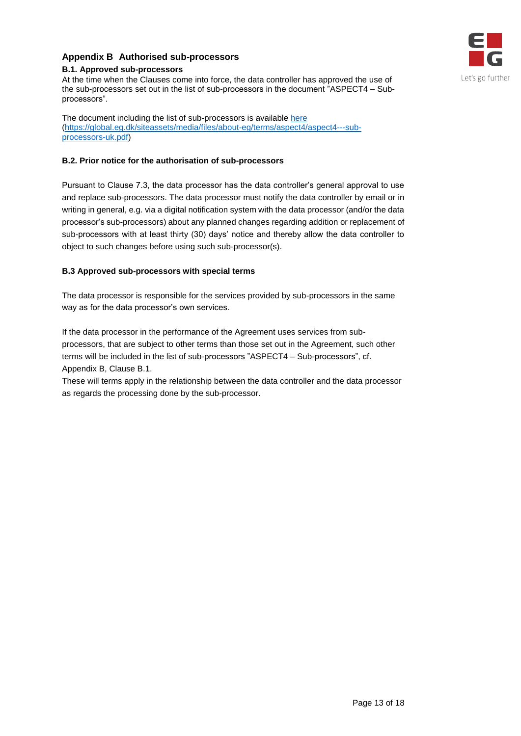## Appendix B Authorised sub-processors

### B.1. Approved sub-processors

At the time when the Clauses come into force, the data controller has approved the use of the sub-processors set out in the list of sub-processors in the document "ASPECT4 – Sub-processors".

The document including the list of sub-processors is available [here](https://global.eg.dk/siteassets/media/files/about-eg/terms/aspect4/aspect4---sub-processors-uk.pdf) (https://global.eg.dk/siteassets/media/files/about-eg/terms/aspect4/aspect4---sub-processors-uk.pdf)

### B.2. Prior notice for the authorisation of sub-processors

Pursuant to Clause 7.3, the data processor has the data controller's general approval to use and replace sub-processors. The data processor must notify the data controller by email or in writing in general, e.g. via a digital notification system with the data processor (and/or the data processor's sub-processors) about any planned changes regarding addition or replacement of sub-processors with at least thirty (30) days' notice and thereby allow the data controller to object to such changes before using such sub-processor(s).

### B.3 Approved sub-processors with special terms

The data processor is responsible for the services provided by sub-processors in the same way as for the data processor's own services.

If the data processor in the performance of the Agreement uses services from sub-processors, that are subject to other terms than those set out in the Agreement, such other terms will be included in the list of sub-processors "ASPECT4 – Sub-processors", cf. Appendix B, Clause B.1.

These will terms apply in the relationship between the data controller and the data processor as regards the processing done by the sub-processor.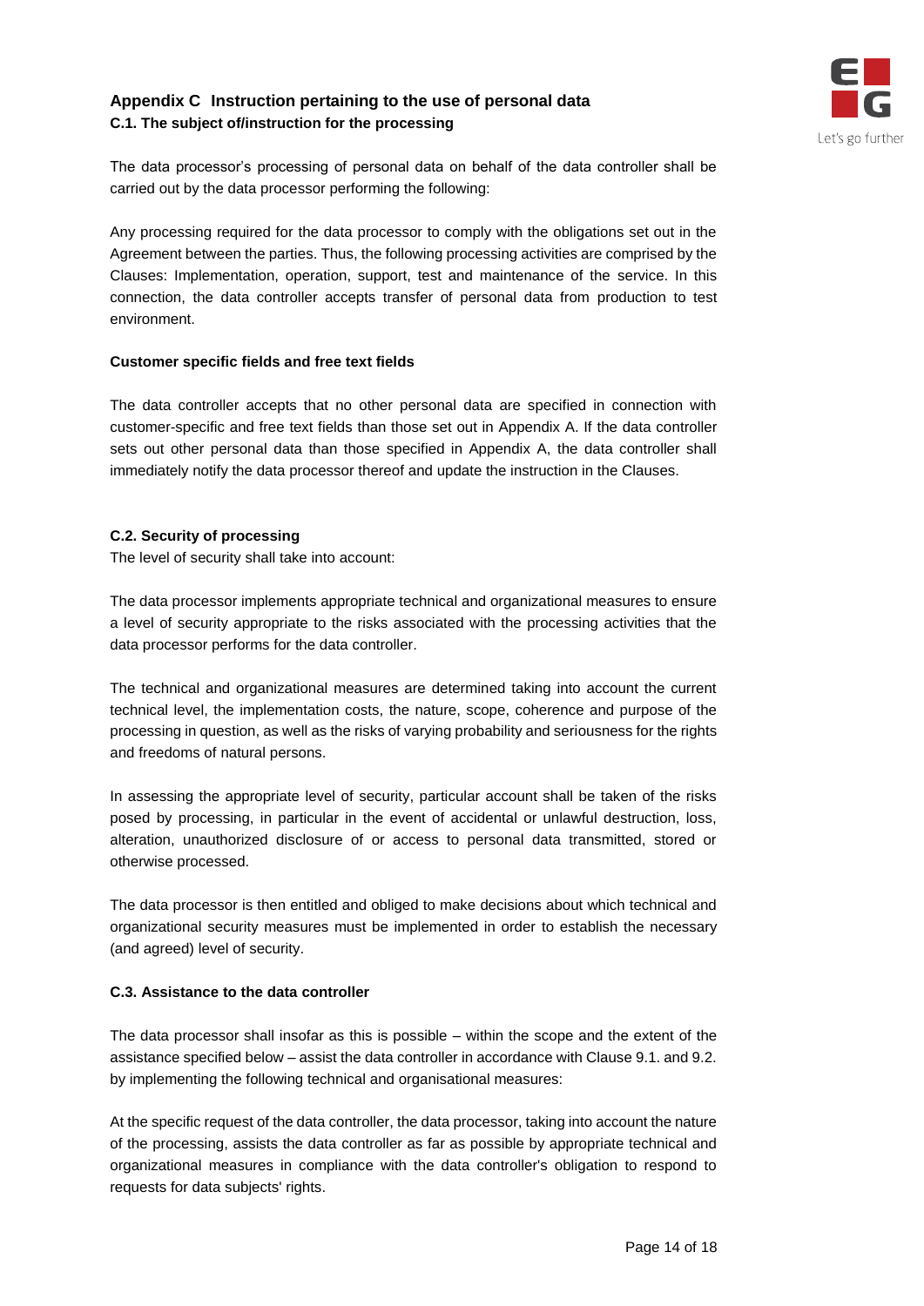## Appendix C Instruction pertaining to the use of personal data

### C.1. The subject of/instruction for the processing

The data processor's processing of personal data on behalf of the data controller shall be carried out by the data processor performing the following:

Any processing required for the data processor to comply with the obligations set out in the Agreement between the parties. Thus, the following processing activities are comprised by the Clauses: Implementation, operation, support, test and maintenance of the service. In this connection, the data controller accepts transfer of personal data from production to test environment.

**Customer specific fields and free text fields**

The data controller accepts that no other personal data are specified in connection with customer-specific and free text fields than those set out in Appendix A. If the data controller sets out other personal data than those specified in Appendix A, the data controller shall immediately notify the data processor thereof and update the instruction in the Clauses.

### C.2. Security of processing

The level of security shall take into account:

The data processor implements appropriate technical and organizational measures to ensure a level of security appropriate to the risks associated with the processing activities that the data processor performs for the data controller.

The technical and organizational measures are determined taking into account the current technical level, the implementation costs, the nature, scope, coherence and purpose of the processing in question, as well as the risks of varying probability and seriousness for the rights and freedoms of natural persons.

In assessing the appropriate level of security, particular account shall be taken of the risks posed by processing, in particular in the event of accidental or unlawful destruction, loss, alteration, unauthorized disclosure of or access to personal data transmitted, stored or otherwise processed.

The data processor is then entitled and obliged to make decisions about which technical and organizational security measures must be implemented in order to establish the necessary (and agreed) level of security.

### C.3. Assistance to the data controller

The data processor shall insofar as this is possible – within the scope and the extent of the assistance specified below – assist the data controller in accordance with Clause 9.1. and 9.2. by implementing the following technical and organisational measures:

At the specific request of the data controller, the data processor, taking into account the nature of the processing, assists the data controller as far as possible by appropriate technical and organizational measures in compliance with the data controller's obligation to respond to requests for data subjects' rights.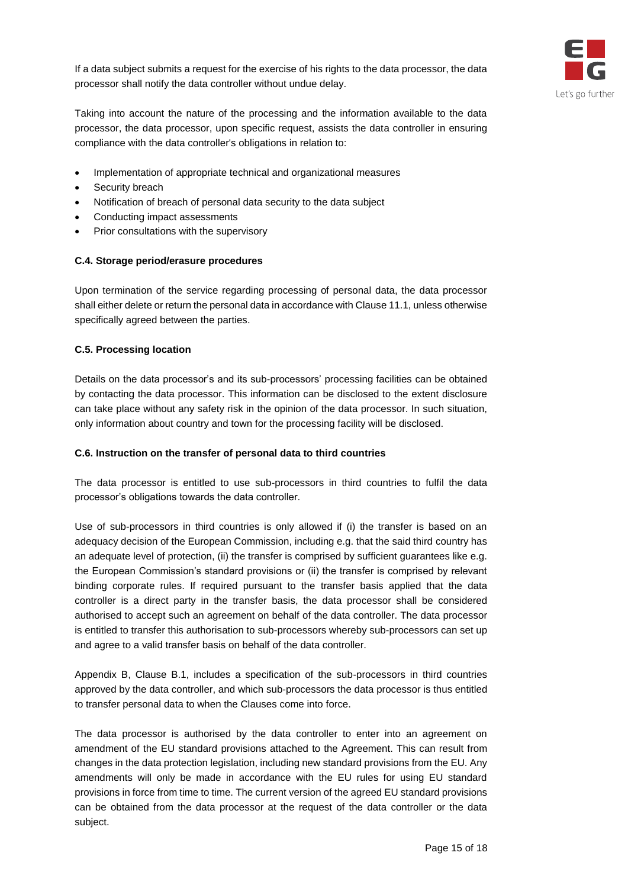If a data subject submits a request for the exercise of his rights to the data processor, the data processor shall notify the data controller without undue delay.

Taking into account the nature of the processing and the information available to the data processor, the data processor, upon specific request, assists the data controller in ensuring compliance with the data controller's obligations in relation to:

- Implementation of appropriate technical and organizational measures
- Security breach
- Notification of breach of personal data security to the data subject
- Conducting impact assessments
- Prior consultations with the supervisory

**C.4. Storage period/erasure procedures**

Upon termination of the service regarding processing of personal data, the data processor shall either delete or return the personal data in accordance with Clause 11.1, unless otherwise specifically agreed between the parties.

**C.5. Processing location**

Details on the data processor's and its sub-processors' processing facilities can be obtained by contacting the data processor. This information can be disclosed to the extent disclosure can take place without any safety risk in the opinion of the data processor. In such situation, only information about country and town for the processing facility will be disclosed.

**C.6. Instruction on the transfer of personal data to third countries**

The data processor is entitled to use sub-processors in third countries to fulfil the data processor's obligations towards the data controller.

Use of sub-processors in third countries is only allowed if (i) the transfer is based on an adequacy decision of the European Commission, including e.g. that the said third country has an adequate level of protection, (ii) the transfer is comprised by sufficient guarantees like e.g. the European Commission's standard provisions or (ii) the transfer is comprised by relevant binding corporate rules. If required pursuant to the transfer basis applied that the data controller is a direct party in the transfer basis, the data processor shall be considered authorised to accept such an agreement on behalf of the data controller. The data processor is entitled to transfer this authorisation to sub-processors whereby sub-processors can set up and agree to a valid transfer basis on behalf of the data controller.

Appendix B, Clause B.1, includes a specification of the sub-processors in third countries approved by the data controller, and which sub-processors the data processor is thus entitled to transfer personal data to when the Clauses come into force.

The data processor is authorised by the data controller to enter into an agreement on amendment of the EU standard provisions attached to the Agreement. This can result from changes in the data protection legislation, including new standard provisions from the EU. Any amendments will only be made in accordance with the EU rules for using EU standard provisions in force from time to time. The current version of the agreed EU standard provisions can be obtained from the data processor at the request of the data controller or the data subject.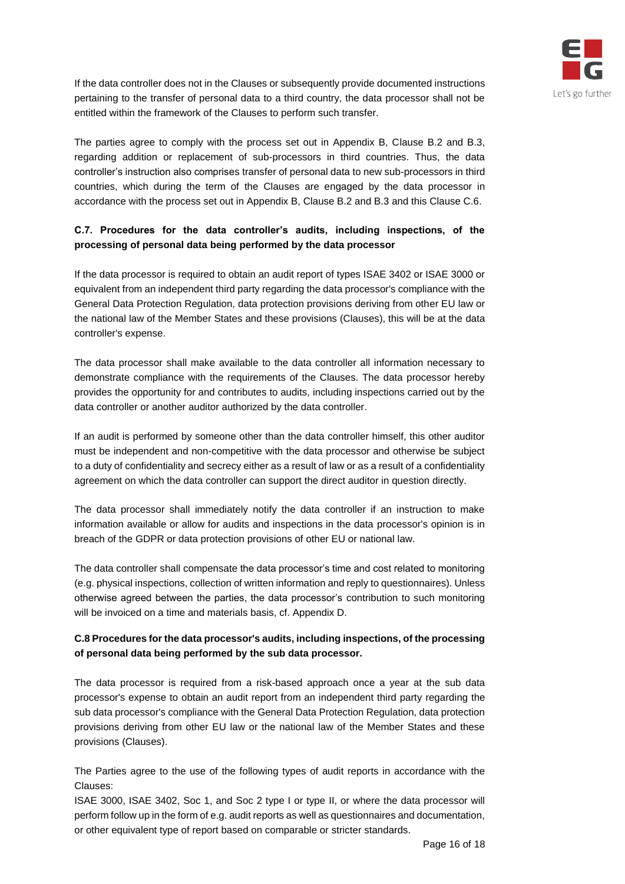If the data controller does not in the Clauses or subsequently provide documented instructions pertaining to the transfer of personal data to a third country, the data processor shall not be entitled within the framework of the Clauses to perform such transfer.

The parties agree to comply with the process set out in Appendix B, Clause B.2 and B.3, regarding addition or replacement of sub-processors in third countries. Thus, the data controller's instruction also comprises transfer of personal data to new sub-processors in third countries, which during the term of the Clauses are engaged by the data processor in accordance with the process set out in Appendix B, Clause B.2 and B.3 and this Clause C.6.

**C.7. Procedures for the data controller's audits, including inspections, of the processing of personal data being performed by the data processor**

If the data processor is required to obtain an audit report of types ISAE 3402 or ISAE 3000 or equivalent from an independent third party regarding the data processor's compliance with the General Data Protection Regulation, data protection provisions deriving from other EU law or the national law of the Member States and these provisions (Clauses), this will be at the data controller's expense.

The data processor shall make available to the data controller all information necessary to demonstrate compliance with the requirements of the Clauses. The data processor hereby provides the opportunity for and contributes to audits, including inspections carried out by the data controller or another auditor authorized by the data controller.

If an audit is performed by someone other than the data controller himself, this other auditor must be independent and non-competitive with the data processor and otherwise be subject to a duty of confidentiality and secrecy either as a result of law or as a result of a confidentiality agreement on which the data controller can support the direct auditor in question directly.

The data processor shall immediately notify the data controller if an instruction to make information available or allow for audits and inspections in the data processor's opinion is in breach of the GDPR or data protection provisions of other EU or national law.

The data controller shall compensate the data processor's time and cost related to monitoring (e.g. physical inspections, collection of written information and reply to questionnaires). Unless otherwise agreed between the parties, the data processor's contribution to such monitoring will be invoiced on a time and materials basis, cf. Appendix D.

**C.8 Procedures for the data processor's audits, including inspections, of the processing of personal data being performed by the sub data processor.**

The data processor is required from a risk-based approach once a year at the sub data processor's expense to obtain an audit report from an independent third party regarding the sub data processor's compliance with the General Data Protection Regulation, data protection provisions deriving from other EU law or the national law of the Member States and these provisions (Clauses).

The Parties agree to the use of the following types of audit reports in accordance with the Clauses:
ISAE 3000, ISAE 3402, Soc 1, and Soc 2 type I or type II, or where the data processor will perform follow up in the form of e.g. audit reports as well as questionnaires and documentation, or other equivalent type of report based on comparable or stricter standards.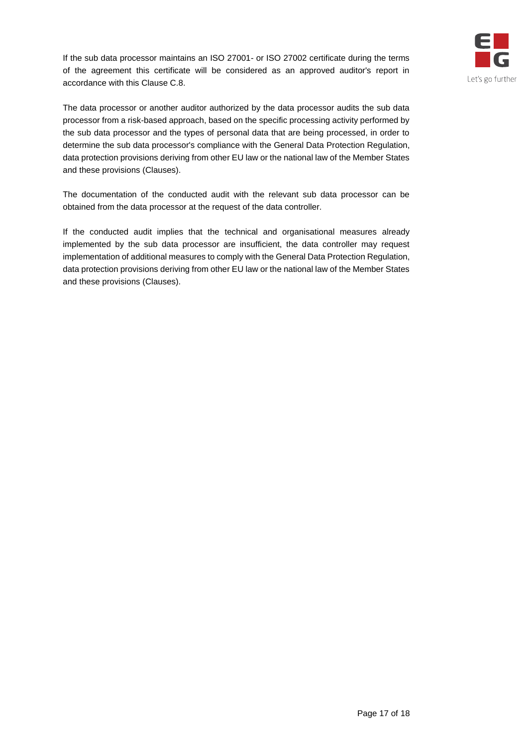If the sub data processor maintains an ISO 27001- or ISO 27002 certificate during the terms of the agreement this certificate will be considered as an approved auditor's report in accordance with this Clause C.8.

The data processor or another auditor authorized by the data processor audits the sub data processor from a risk-based approach, based on the specific processing activity performed by the sub data processor and the types of personal data that are being processed, in order to determine the sub data processor's compliance with the General Data Protection Regulation, data protection provisions deriving from other EU law or the national law of the Member States and these provisions (Clauses).

The documentation of the conducted audit with the relevant sub data processor can be obtained from the data processor at the request of the data controller.

If the conducted audit implies that the technical and organisational measures already implemented by the sub data processor are insufficient, the data controller may request implementation of additional measures to comply with the General Data Protection Regulation, data protection provisions deriving from other EU law or the national law of the Member States and these provisions (Clauses).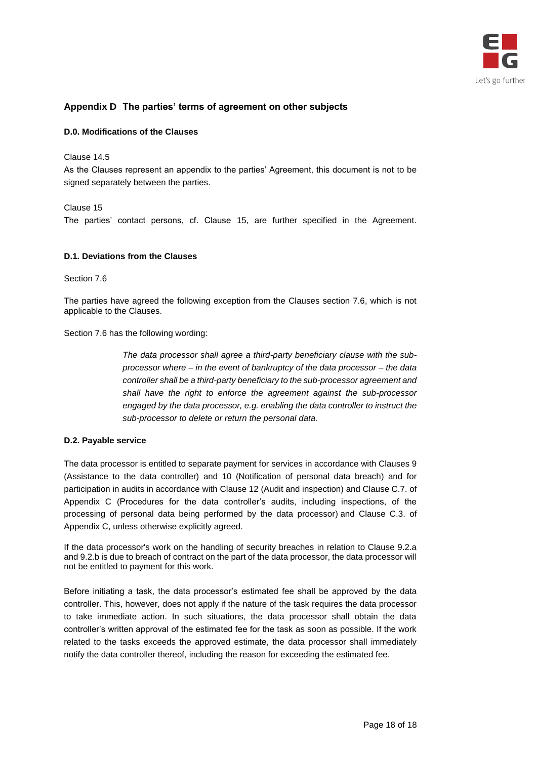## Appendix D The parties' terms of agreement on other subjects

### D.0. Modifications of the Clauses

Clause 14.5
As the Clauses represent an appendix to the parties' Agreement, this document is not to be signed separately between the parties.

Clause 15
The parties' contact persons, cf. Clause 15, are further specified in the Agreement.

### D.1. Deviations from the Clauses

Section 7.6

The parties have agreed the following exception from the Clauses section 7.6, which is not applicable to the Clauses.

Section 7.6 has the following wording:

> *The data processor shall agree a third-party beneficiary clause with the sub-processor where – in the event of bankruptcy of the data processor – the data controller shall be a third-party beneficiary to the sub-processor agreement and shall have the right to enforce the agreement against the sub-processor engaged by the data processor, e.g. enabling the data controller to instruct the sub-processor to delete or return the personal data.*

### D.2. Payable service

The data processor is entitled to separate payment for services in accordance with Clauses 9 (Assistance to the data controller) and 10 (Notification of personal data breach) and for participation in audits in accordance with Clause 12 (Audit and inspection) and Clause C.7. of Appendix C (Procedures for the data controller's audits, including inspections, of the processing of personal data being performed by the data processor) and Clause C.3. of Appendix C, unless otherwise explicitly agreed.

If the data processor's work on the handling of security breaches in relation to Clause 9.2.a and 9.2.b is due to breach of contract on the part of the data processor, the data processor will not be entitled to payment for this work.

Before initiating a task, the data processor's estimated fee shall be approved by the data controller. This, however, does not apply if the nature of the task requires the data processor to take immediate action. In such situations, the data processor shall obtain the data controller's written approval of the estimated fee for the task as soon as possible. If the work related to the tasks exceeds the approved estimate, the data processor shall immediately notify the data controller thereof, including the reason for exceeding the estimated fee.